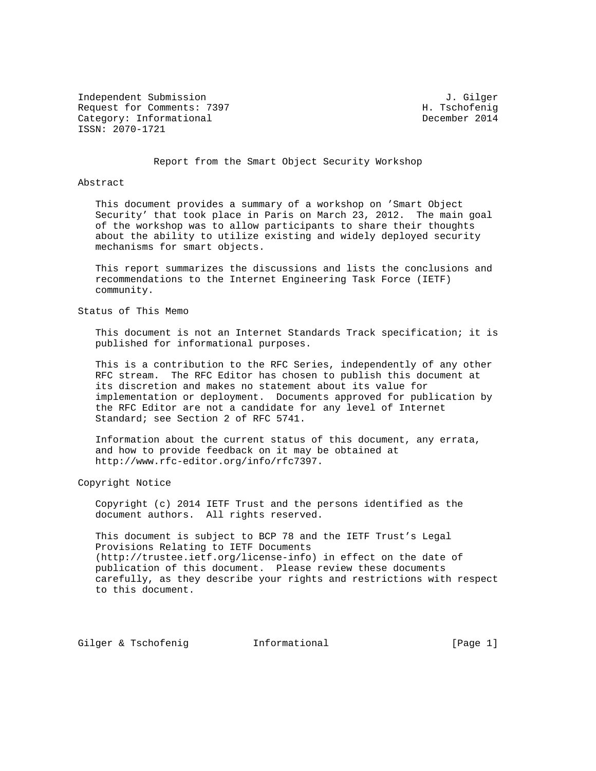Independent Submission J. Gilger
Request for Comments: 7397 H. Tschofenig
Category: Informational December 2014
ISSN: 2070-1721

# Report from the Smart Object Security Workshop

## Abstract

This document provides a summary of a workshop on 'Smart Object Security' that took place in Paris on March 23, 2012. The main goal of the workshop was to allow participants to share their thoughts about the ability to utilize existing and widely deployed security mechanisms for smart objects.

This report summarizes the discussions and lists the conclusions and recommendations to the Internet Engineering Task Force (IETF) community.

## Status of This Memo

This document is not an Internet Standards Track specification; it is published for informational purposes.

This is a contribution to the RFC Series, independently of any other RFC stream. The RFC Editor has chosen to publish this document at its discretion and makes no statement about its value for implementation or deployment. Documents approved for publication by the RFC Editor are not a candidate for any level of Internet Standard; see Section 2 of RFC 5741.

Information about the current status of this document, any errata, and how to provide feedback on it may be obtained at http://www.rfc-editor.org/info/rfc7397.

## Copyright Notice

Copyright (c) 2014 IETF Trust and the persons identified as the document authors. All rights reserved.

This document is subject to BCP 78 and the IETF Trust's Legal Provisions Relating to IETF Documents (http://trustee.ietf.org/license-info) in effect on the date of publication of this document. Please review these documents carefully, as they describe your rights and restrictions with respect to this document.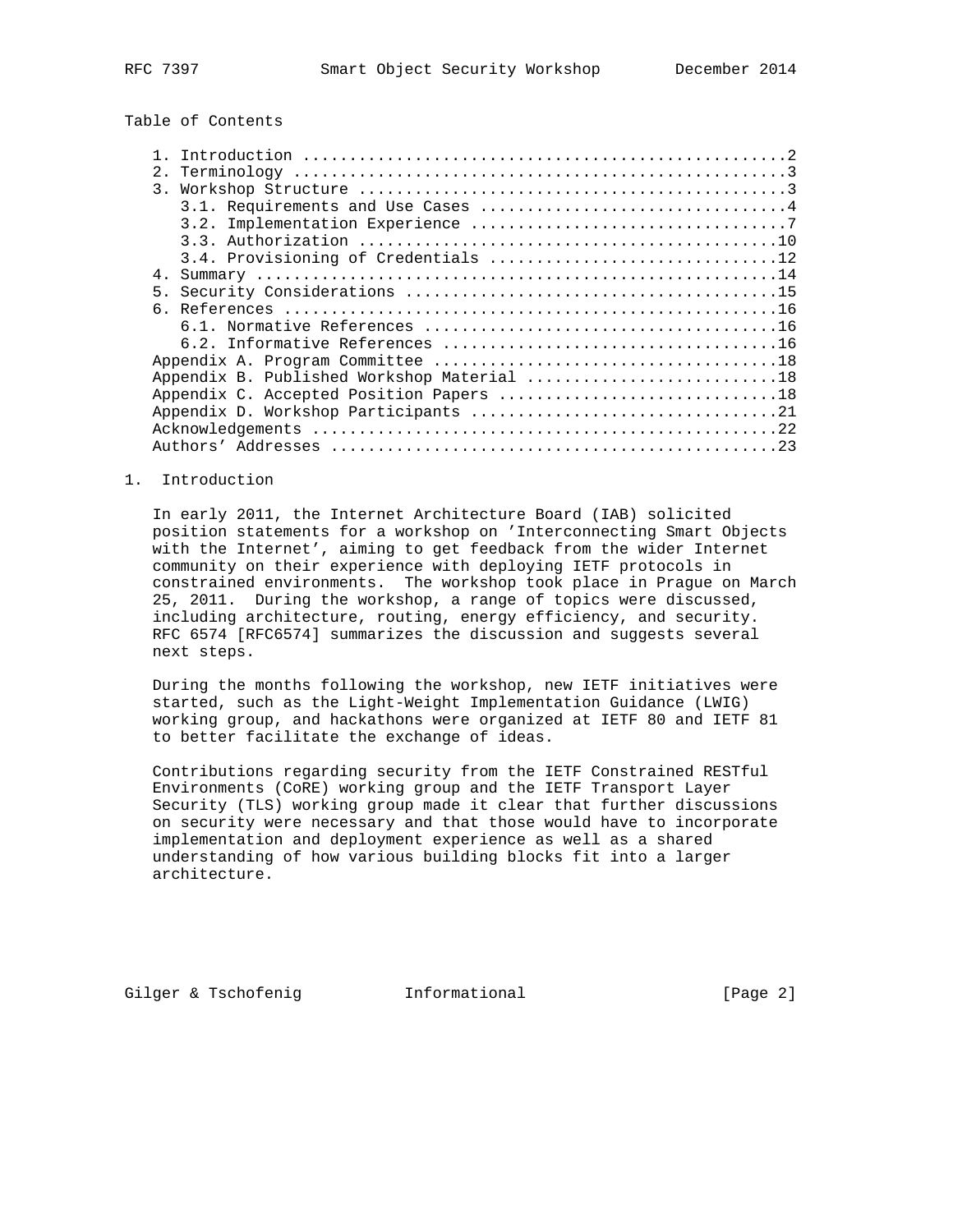Table of Contents

1. Introduction ....................................................2
2. Terminology .....................................................3
3. Workshop Structure ..............................................3
   3.1. Requirements and Use Cases .................................4
   3.2. Implementation Experience ..................................7
   3.3. Authorization .............................................10
   3.4. Provisioning of Credentials ...............................12
4. Summary ........................................................14
5. Security Considerations ........................................15
6. References .....................................................16
   6.1. Normative References ......................................16
   6.2. Informative References ....................................16
Appendix A. Program Committee .....................................18
Appendix B. Published Workshop Material ...........................18
Appendix C. Accepted Position Papers ..............................18
Appendix D. Workshop Participants .................................21
Acknowledgements ..................................................22
Authors' Addresses ................................................23

## 1. Introduction

In early 2011, the Internet Architecture Board (IAB) solicited position statements for a workshop on 'Interconnecting Smart Objects with the Internet', aiming to get feedback from the wider Internet community on their experience with deploying IETF protocols in constrained environments. The workshop took place in Prague on March 25, 2011. During the workshop, a range of topics were discussed, including architecture, routing, energy efficiency, and security. RFC 6574 [RFC6574] summarizes the discussion and suggests several next steps.

During the months following the workshop, new IETF initiatives were started, such as the Light-Weight Implementation Guidance (LWIG) working group, and hackathons were organized at IETF 80 and IETF 81 to better facilitate the exchange of ideas.

Contributions regarding security from the IETF Constrained RESTful Environments (CoRE) working group and the IETF Transport Layer Security (TLS) working group made it clear that further discussions on security were necessary and that those would have to incorporate implementation and deployment experience as well as a shared understanding of how various building blocks fit into a larger architecture.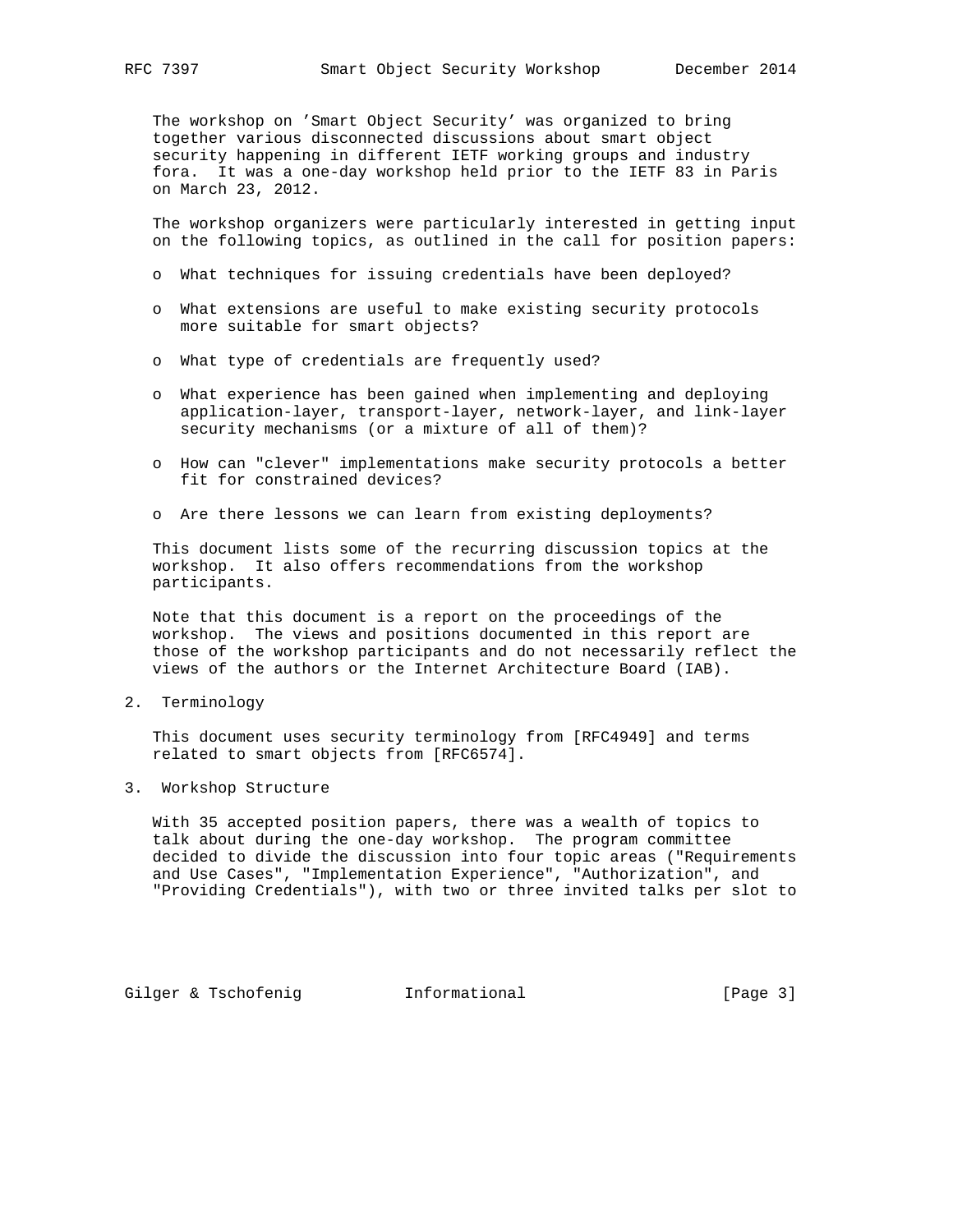The workshop on 'Smart Object Security' was organized to bring together various disconnected discussions about smart object security happening in different IETF working groups and industry fora. It was a one-day workshop held prior to the IETF 83 in Paris on March 23, 2012.

The workshop organizers were particularly interested in getting input on the following topics, as outlined in the call for position papers:

- What techniques for issuing credentials have been deployed?
- What extensions are useful to make existing security protocols more suitable for smart objects?
- What type of credentials are frequently used?
- What experience has been gained when implementing and deploying application-layer, transport-layer, network-layer, and link-layer security mechanisms (or a mixture of all of them)?
- How can "clever" implementations make security protocols a better fit for constrained devices?
- Are there lessons we can learn from existing deployments?

This document lists some of the recurring discussion topics at the workshop. It also offers recommendations from the workshop participants.

Note that this document is a report on the proceedings of the workshop. The views and positions documented in this report are those of the workshop participants and do not necessarily reflect the views of the authors or the Internet Architecture Board (IAB).

## 2. Terminology

This document uses security terminology from [RFC4949] and terms related to smart objects from [RFC6574].

## 3. Workshop Structure

With 35 accepted position papers, there was a wealth of topics to talk about during the one-day workshop. The program committee decided to divide the discussion into four topic areas ("Requirements and Use Cases", "Implementation Experience", "Authorization", and "Providing Credentials"), with two or three invited talks per slot to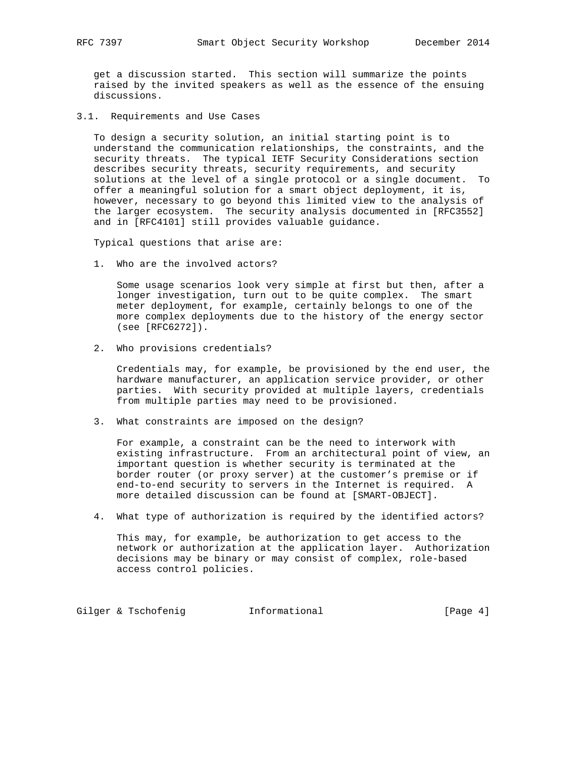get a discussion started. This section will summarize the points raised by the invited speakers as well as the essence of the ensuing discussions.

### 3.1. Requirements and Use Cases

To design a security solution, an initial starting point is to understand the communication relationships, the constraints, and the security threats. The typical IETF Security Considerations section describes security threats, security requirements, and security solutions at the level of a single protocol or a single document. To offer a meaningful solution for a smart object deployment, it is, however, necessary to go beyond this limited view to the analysis of the larger ecosystem. The security analysis documented in [RFC3552] and in [RFC4101] still provides valuable guidance.

Typical questions that arise are:

1. Who are the involved actors?

   Some usage scenarios look very simple at first but then, after a longer investigation, turn out to be quite complex. The smart meter deployment, for example, certainly belongs to one of the more complex deployments due to the history of the energy sector (see [RFC6272]).

2. Who provisions credentials?

   Credentials may, for example, be provisioned by the end user, the hardware manufacturer, an application service provider, or other parties. With security provided at multiple layers, credentials from multiple parties may need to be provisioned.

3. What constraints are imposed on the design?

   For example, a constraint can be the need to interwork with existing infrastructure. From an architectural point of view, an important question is whether security is terminated at the border router (or proxy server) at the customer's premise or if end-to-end security to servers in the Internet is required. A more detailed discussion can be found at [SMART-OBJECT].

4. What type of authorization is required by the identified actors?

   This may, for example, be authorization to get access to the network or authorization at the application layer. Authorization decisions may be binary or may consist of complex, role-based access control policies.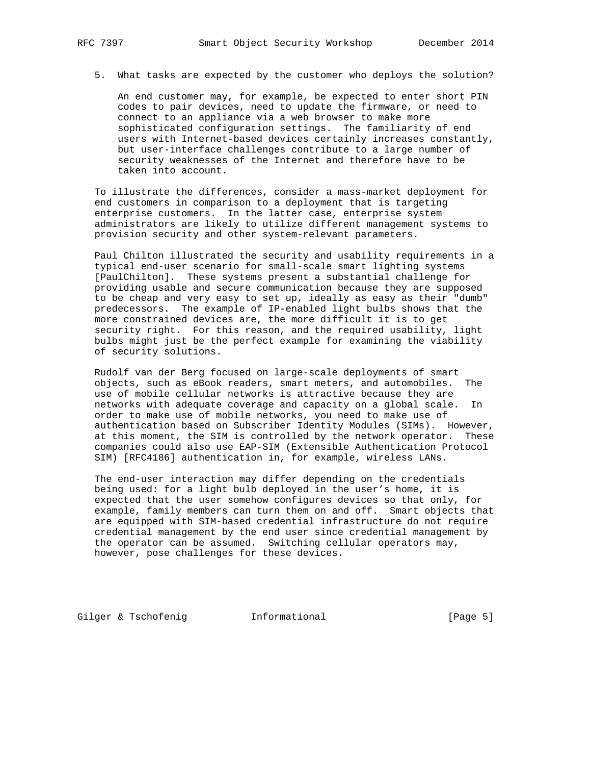5. What tasks are expected by the customer who deploys the solution?

   An end customer may, for example, be expected to enter short PIN codes to pair devices, need to update the firmware, or need to connect to an appliance via a web browser to make more sophisticated configuration settings. The familiarity of end users with Internet-based devices certainly increases constantly, but user-interface challenges contribute to a large number of security weaknesses of the Internet and therefore have to be taken into account.

To illustrate the differences, consider a mass-market deployment for end customers in comparison to a deployment that is targeting enterprise customers. In the latter case, enterprise system administrators are likely to utilize different management systems to provision security and other system-relevant parameters.

Paul Chilton illustrated the security and usability requirements in a typical end-user scenario for small-scale smart lighting systems [PaulChilton]. These systems present a substantial challenge for providing usable and secure communication because they are supposed to be cheap and very easy to set up, ideally as easy as their "dumb" predecessors. The example of IP-enabled light bulbs shows that the more constrained devices are, the more difficult it is to get security right. For this reason, and the required usability, light bulbs might just be the perfect example for examining the viability of security solutions.

Rudolf van der Berg focused on large-scale deployments of smart objects, such as eBook readers, smart meters, and automobiles. The use of mobile cellular networks is attractive because they are networks with adequate coverage and capacity on a global scale. In order to make use of mobile networks, you need to make use of authentication based on Subscriber Identity Modules (SIMs). However, at this moment, the SIM is controlled by the network operator. These companies could also use EAP-SIM (Extensible Authentication Protocol SIM) [RFC4186] authentication in, for example, wireless LANs.

The end-user interaction may differ depending on the credentials being used: for a light bulb deployed in the user's home, it is expected that the user somehow configures devices so that only, for example, family members can turn them on and off. Smart objects that are equipped with SIM-based credential infrastructure do not require credential management by the end user since credential management by the operator can be assumed. Switching cellular operators may, however, pose challenges for these devices.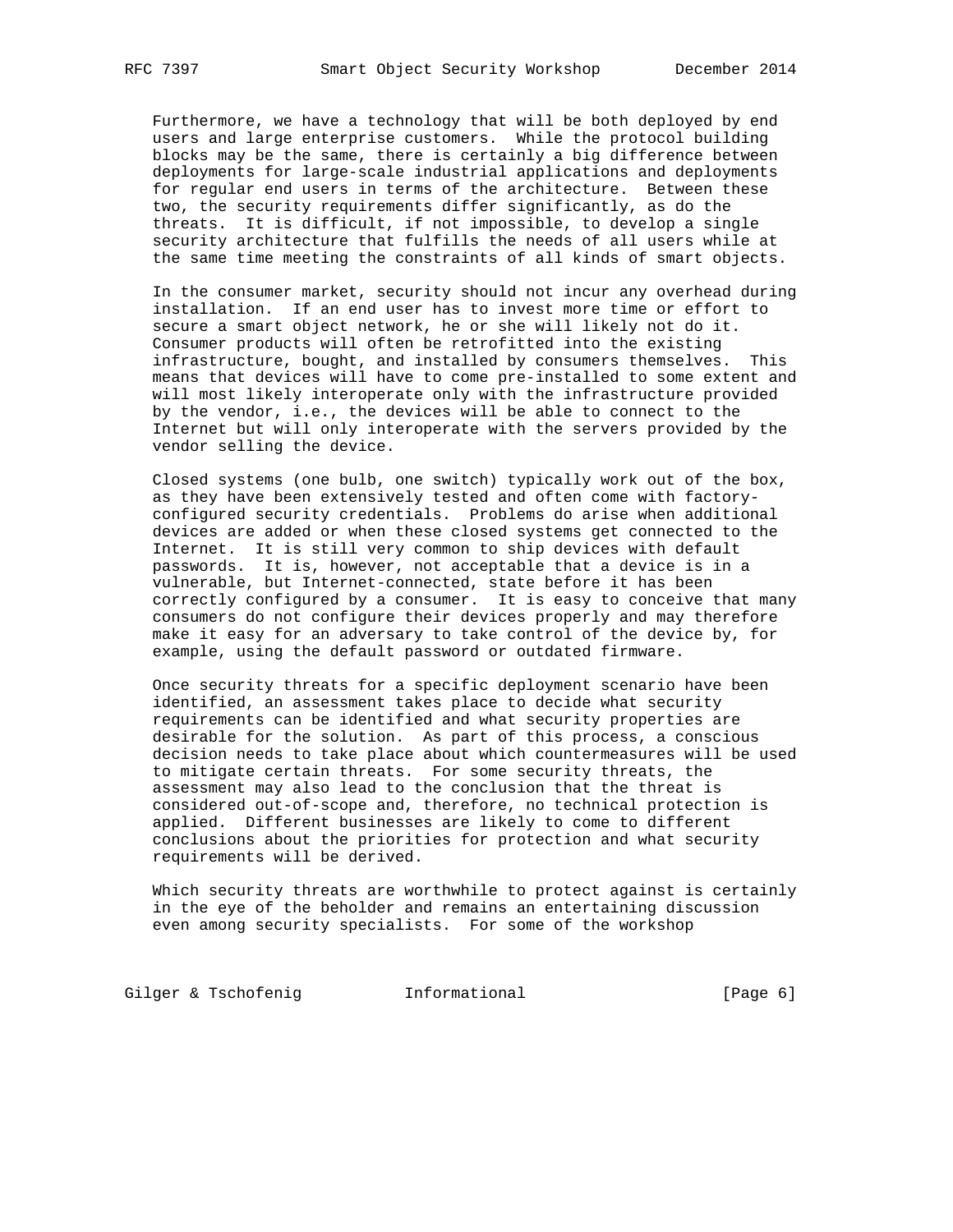Furthermore, we have a technology that will be both deployed by end users and large enterprise customers. While the protocol building blocks may be the same, there is certainly a big difference between deployments for large-scale industrial applications and deployments for regular end users in terms of the architecture. Between these two, the security requirements differ significantly, as do the threats. It is difficult, if not impossible, to develop a single security architecture that fulfills the needs of all users while at the same time meeting the constraints of all kinds of smart objects.

In the consumer market, security should not incur any overhead during installation. If an end user has to invest more time or effort to secure a smart object network, he or she will likely not do it. Consumer products will often be retrofitted into the existing infrastructure, bought, and installed by consumers themselves. This means that devices will have to come pre-installed to some extent and will most likely interoperate only with the infrastructure provided by the vendor, i.e., the devices will be able to connect to the Internet but will only interoperate with the servers provided by the vendor selling the device.

Closed systems (one bulb, one switch) typically work out of the box, as they have been extensively tested and often come with factory-configured security credentials. Problems do arise when additional devices are added or when these closed systems get connected to the Internet. It is still very common to ship devices with default passwords. It is, however, not acceptable that a device is in a vulnerable, but Internet-connected, state before it has been correctly configured by a consumer. It is easy to conceive that many consumers do not configure their devices properly and may therefore make it easy for an adversary to take control of the device by, for example, using the default password or outdated firmware.

Once security threats for a specific deployment scenario have been identified, an assessment takes place to decide what security requirements can be identified and what security properties are desirable for the solution. As part of this process, a conscious decision needs to take place about which countermeasures will be used to mitigate certain threats. For some security threats, the assessment may also lead to the conclusion that the threat is considered out-of-scope and, therefore, no technical protection is applied. Different businesses are likely to come to different conclusions about the priorities for protection and what security requirements will be derived.

Which security threats are worthwhile to protect against is certainly in the eye of the beholder and remains an entertaining discussion even among security specialists. For some of the workshop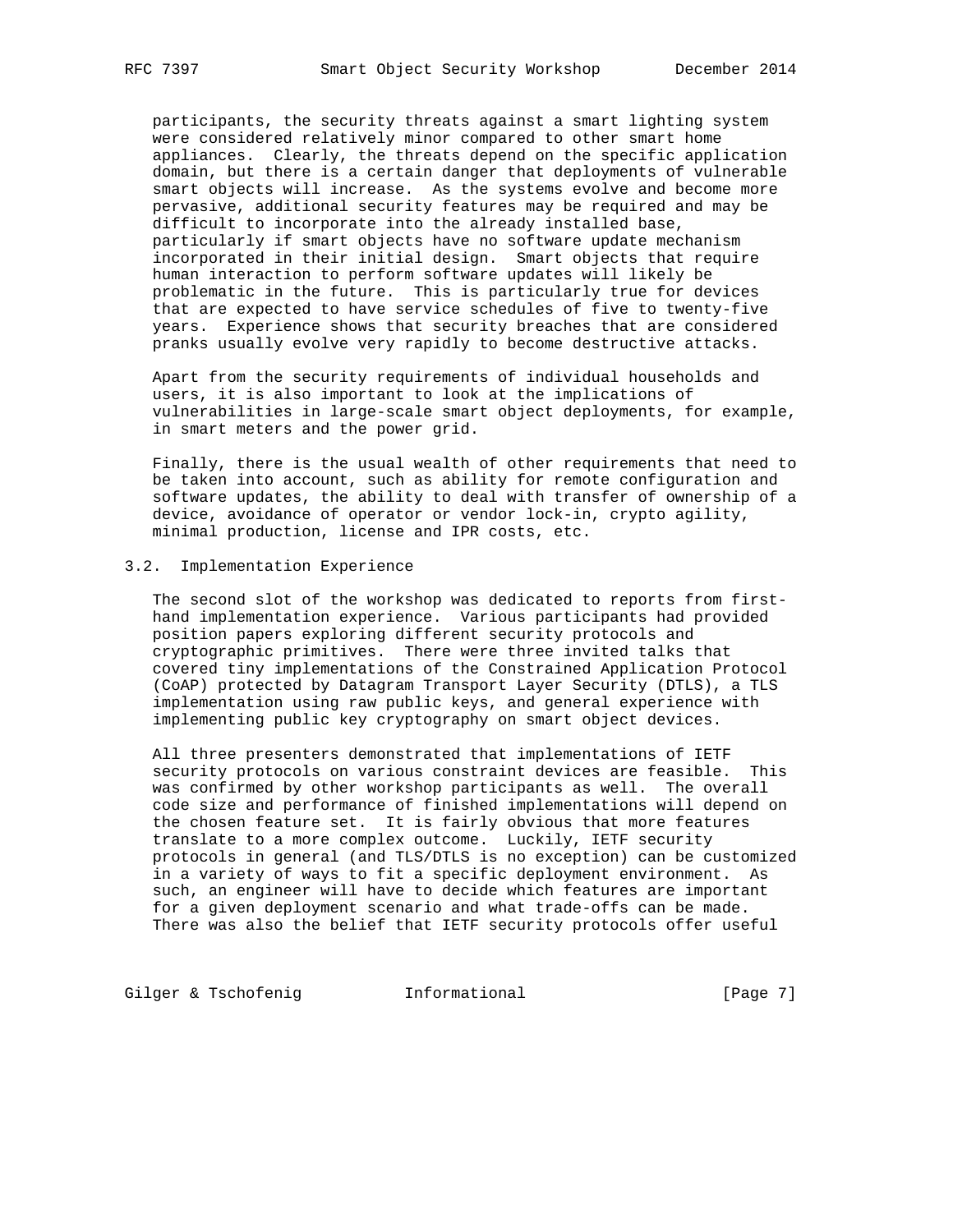participants, the security threats against a smart lighting system were considered relatively minor compared to other smart home appliances. Clearly, the threats depend on the specific application domain, but there is a certain danger that deployments of vulnerable smart objects will increase. As the systems evolve and become more pervasive, additional security features may be required and may be difficult to incorporate into the already installed base, particularly if smart objects have no software update mechanism incorporated in their initial design. Smart objects that require human interaction to perform software updates will likely be problematic in the future. This is particularly true for devices that are expected to have service schedules of five to twenty-five years. Experience shows that security breaches that are considered pranks usually evolve very rapidly to become destructive attacks.

Apart from the security requirements of individual households and users, it is also important to look at the implications of vulnerabilities in large-scale smart object deployments, for example, in smart meters and the power grid.

Finally, there is the usual wealth of other requirements that need to be taken into account, such as ability for remote configuration and software updates, the ability to deal with transfer of ownership of a device, avoidance of operator or vendor lock-in, crypto agility, minimal production, license and IPR costs, etc.

### 3.2. Implementation Experience

The second slot of the workshop was dedicated to reports from first-hand implementation experience. Various participants had provided position papers exploring different security protocols and cryptographic primitives. There were three invited talks that covered tiny implementations of the Constrained Application Protocol (CoAP) protected by Datagram Transport Layer Security (DTLS), a TLS implementation using raw public keys, and general experience with implementing public key cryptography on smart object devices.

All three presenters demonstrated that implementations of IETF security protocols on various constraint devices are feasible. This was confirmed by other workshop participants as well. The overall code size and performance of finished implementations will depend on the chosen feature set. It is fairly obvious that more features translate to a more complex outcome. Luckily, IETF security protocols in general (and TLS/DTLS is no exception) can be customized in a variety of ways to fit a specific deployment environment. As such, an engineer will have to decide which features are important for a given deployment scenario and what trade-offs can be made. There was also the belief that IETF security protocols offer useful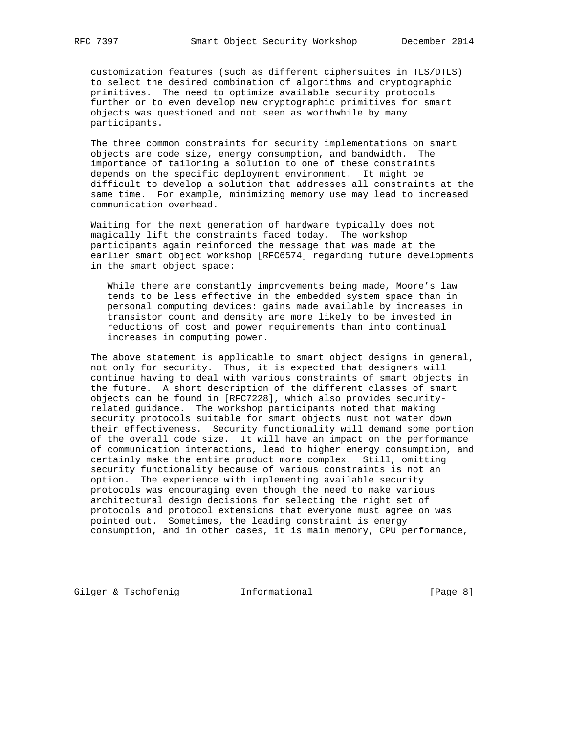customization features (such as different ciphersuites in TLS/DTLS) to select the desired combination of algorithms and cryptographic primitives. The need to optimize available security protocols further or to even develop new cryptographic primitives for smart objects was questioned and not seen as worthwhile by many participants.

The three common constraints for security implementations on smart objects are code size, energy consumption, and bandwidth. The importance of tailoring a solution to one of these constraints depends on the specific deployment environment. It might be difficult to develop a solution that addresses all constraints at the same time. For example, minimizing memory use may lead to increased communication overhead.

Waiting for the next generation of hardware typically does not magically lift the constraints faced today. The workshop participants again reinforced the message that was made at the earlier smart object workshop [RFC6574] regarding future developments in the smart object space:

> While there are constantly improvements being made, Moore's law tends to be less effective in the embedded system space than in personal computing devices: gains made available by increases in transistor count and density are more likely to be invested in reductions of cost and power requirements than into continual increases in computing power.

The above statement is applicable to smart object designs in general, not only for security. Thus, it is expected that designers will continue having to deal with various constraints of smart objects in the future. A short description of the different classes of smart objects can be found in [RFC7228], which also provides security-related guidance. The workshop participants noted that making security protocols suitable for smart objects must not water down their effectiveness. Security functionality will demand some portion of the overall code size. It will have an impact on the performance of communication interactions, lead to higher energy consumption, and certainly make the entire product more complex. Still, omitting security functionality because of various constraints is not an option. The experience with implementing available security protocols was encouraging even though the need to make various architectural design decisions for selecting the right set of protocols and protocol extensions that everyone must agree on was pointed out. Sometimes, the leading constraint is energy consumption, and in other cases, it is main memory, CPU performance,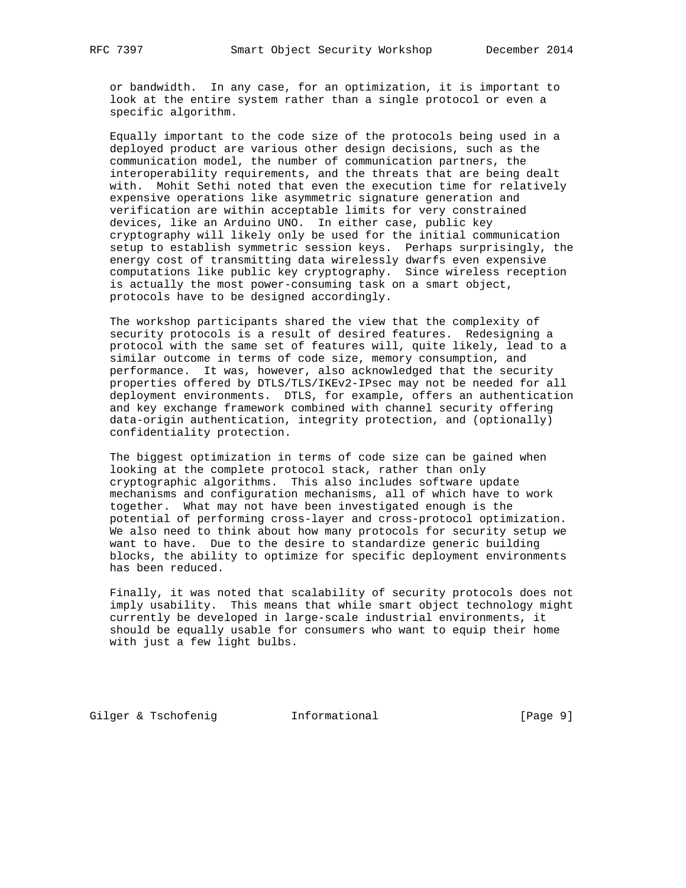or bandwidth. In any case, for an optimization, it is important to look at the entire system rather than a single protocol or even a specific algorithm.

Equally important to the code size of the protocols being used in a deployed product are various other design decisions, such as the communication model, the number of communication partners, the interoperability requirements, and the threats that are being dealt with. Mohit Sethi noted that even the execution time for relatively expensive operations like asymmetric signature generation and verification are within acceptable limits for very constrained devices, like an Arduino UNO. In either case, public key cryptography will likely only be used for the initial communication setup to establish symmetric session keys. Perhaps surprisingly, the energy cost of transmitting data wirelessly dwarfs even expensive computations like public key cryptography. Since wireless reception is actually the most power-consuming task on a smart object, protocols have to be designed accordingly.

The workshop participants shared the view that the complexity of security protocols is a result of desired features. Redesigning a protocol with the same set of features will, quite likely, lead to a similar outcome in terms of code size, memory consumption, and performance. It was, however, also acknowledged that the security properties offered by DTLS/TLS/IKEv2-IPsec may not be needed for all deployment environments. DTLS, for example, offers an authentication and key exchange framework combined with channel security offering data-origin authentication, integrity protection, and (optionally) confidentiality protection.

The biggest optimization in terms of code size can be gained when looking at the complete protocol stack, rather than only cryptographic algorithms. This also includes software update mechanisms and configuration mechanisms, all of which have to work together. What may not have been investigated enough is the potential of performing cross-layer and cross-protocol optimization. We also need to think about how many protocols for security setup we want to have. Due to the desire to standardize generic building blocks, the ability to optimize for specific deployment environments has been reduced.

Finally, it was noted that scalability of security protocols does not imply usability. This means that while smart object technology might currently be developed in large-scale industrial environments, it should be equally usable for consumers who want to equip their home with just a few light bulbs.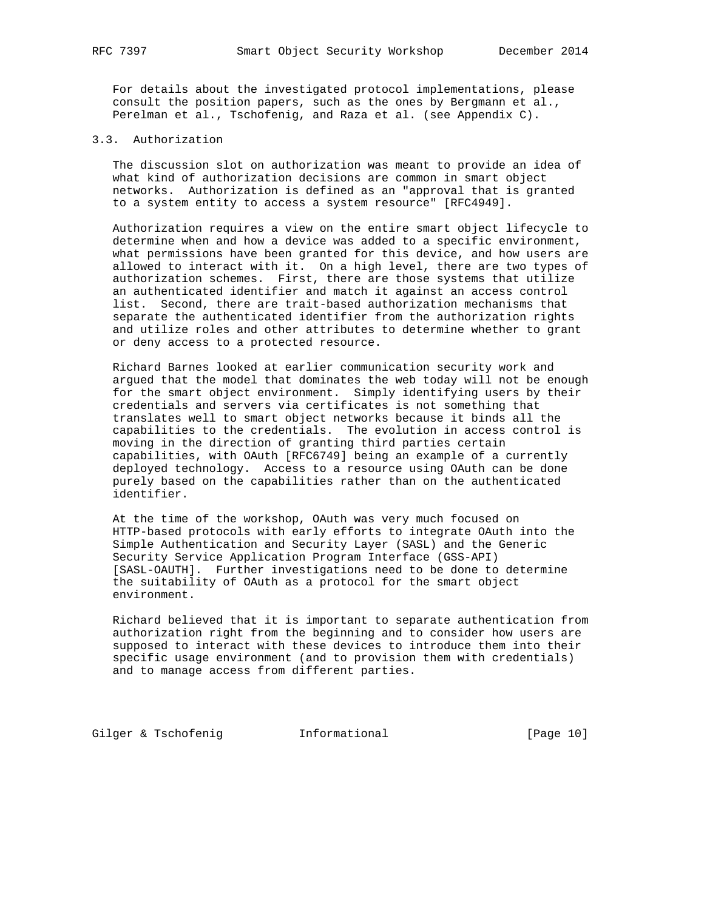For details about the investigated protocol implementations, please consult the position papers, such as the ones by Bergmann et al., Perelman et al., Tschofenig, and Raza et al. (see Appendix C).

### 3.3. Authorization

The discussion slot on authorization was meant to provide an idea of what kind of authorization decisions are common in smart object networks. Authorization is defined as an "approval that is granted to a system entity to access a system resource" [RFC4949].

Authorization requires a view on the entire smart object lifecycle to determine when and how a device was added to a specific environment, what permissions have been granted for this device, and how users are allowed to interact with it. On a high level, there are two types of authorization schemes. First, there are those systems that utilize an authenticated identifier and match it against an access control list. Second, there are trait-based authorization mechanisms that separate the authenticated identifier from the authorization rights and utilize roles and other attributes to determine whether to grant or deny access to a protected resource.

Richard Barnes looked at earlier communication security work and argued that the model that dominates the web today will not be enough for the smart object environment. Simply identifying users by their credentials and servers via certificates is not something that translates well to smart object networks because it binds all the capabilities to the credentials. The evolution in access control is moving in the direction of granting third parties certain capabilities, with OAuth [RFC6749] being an example of a currently deployed technology. Access to a resource using OAuth can be done purely based on the capabilities rather than on the authenticated identifier.

At the time of the workshop, OAuth was very much focused on HTTP-based protocols with early efforts to integrate OAuth into the Simple Authentication and Security Layer (SASL) and the Generic Security Service Application Program Interface (GSS-API) [SASL-OAUTH]. Further investigations need to be done to determine the suitability of OAuth as a protocol for the smart object environment.

Richard believed that it is important to separate authentication from authorization right from the beginning and to consider how users are supposed to interact with these devices to introduce them into their specific usage environment (and to provision them with credentials) and to manage access from different parties.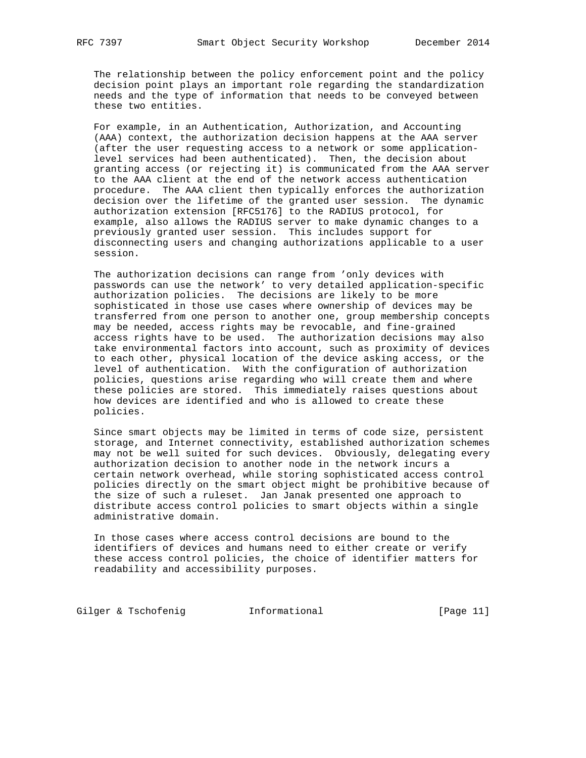The relationship between the policy enforcement point and the policy decision point plays an important role regarding the standardization needs and the type of information that needs to be conveyed between these two entities.

For example, in an Authentication, Authorization, and Accounting (AAA) context, the authorization decision happens at the AAA server (after the user requesting access to a network or some application-level services had been authenticated). Then, the decision about granting access (or rejecting it) is communicated from the AAA server to the AAA client at the end of the network access authentication procedure. The AAA client then typically enforces the authorization decision over the lifetime of the granted user session. The dynamic authorization extension [RFC5176] to the RADIUS protocol, for example, also allows the RADIUS server to make dynamic changes to a previously granted user session. This includes support for disconnecting users and changing authorizations applicable to a user session.

The authorization decisions can range from 'only devices with passwords can use the network' to very detailed application-specific authorization policies. The decisions are likely to be more sophisticated in those use cases where ownership of devices may be transferred from one person to another one, group membership concepts may be needed, access rights may be revocable, and fine-grained access rights have to be used. The authorization decisions may also take environmental factors into account, such as proximity of devices to each other, physical location of the device asking access, or the level of authentication. With the configuration of authorization policies, questions arise regarding who will create them and where these policies are stored. This immediately raises questions about how devices are identified and who is allowed to create these policies.

Since smart objects may be limited in terms of code size, persistent storage, and Internet connectivity, established authorization schemes may not be well suited for such devices. Obviously, delegating every authorization decision to another node in the network incurs a certain network overhead, while storing sophisticated access control policies directly on the smart object might be prohibitive because of the size of such a ruleset. Jan Janak presented one approach to distribute access control policies to smart objects within a single administrative domain.

In those cases where access control decisions are bound to the identifiers of devices and humans need to either create or verify these access control policies, the choice of identifier matters for readability and accessibility purposes.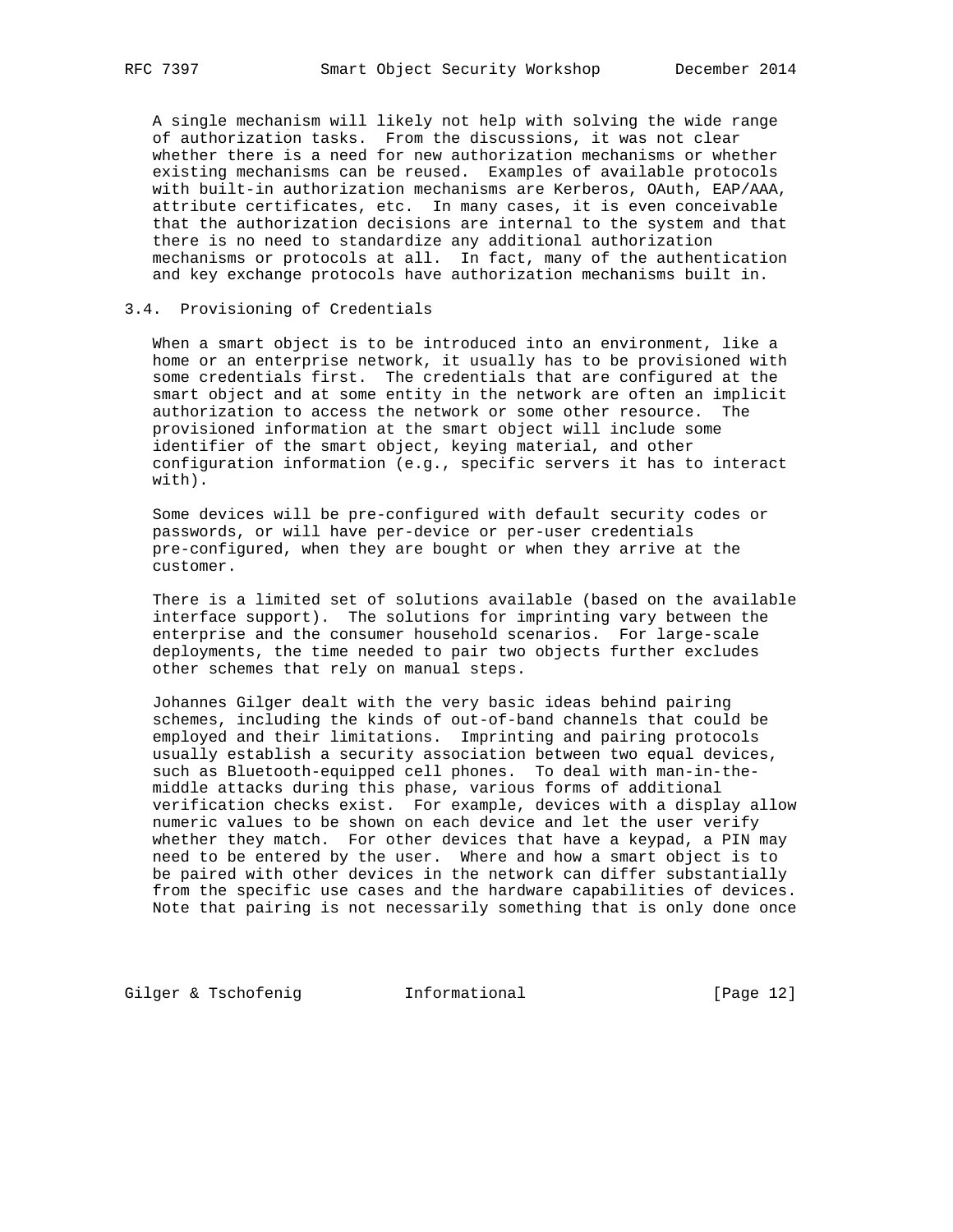A single mechanism will likely not help with solving the wide range of authorization tasks. From the discussions, it was not clear whether there is a need for new authorization mechanisms or whether existing mechanisms can be reused. Examples of available protocols with built-in authorization mechanisms are Kerberos, OAuth, EAP/AAA, attribute certificates, etc. In many cases, it is even conceivable that the authorization decisions are internal to the system and that there is no need to standardize any additional authorization mechanisms or protocols at all. In fact, many of the authentication and key exchange protocols have authorization mechanisms built in.

### 3.4. Provisioning of Credentials

When a smart object is to be introduced into an environment, like a home or an enterprise network, it usually has to be provisioned with some credentials first. The credentials that are configured at the smart object and at some entity in the network are often an implicit authorization to access the network or some other resource. The provisioned information at the smart object will include some identifier of the smart object, keying material, and other configuration information (e.g., specific servers it has to interact with).

Some devices will be pre-configured with default security codes or passwords, or will have per-device or per-user credentials pre-configured, when they are bought or when they arrive at the customer.

There is a limited set of solutions available (based on the available interface support). The solutions for imprinting vary between the enterprise and the consumer household scenarios. For large-scale deployments, the time needed to pair two objects further excludes other schemes that rely on manual steps.

Johannes Gilger dealt with the very basic ideas behind pairing schemes, including the kinds of out-of-band channels that could be employed and their limitations. Imprinting and pairing protocols usually establish a security association between two equal devices, such as Bluetooth-equipped cell phones. To deal with man-in-the-middle attacks during this phase, various forms of additional verification checks exist. For example, devices with a display allow numeric values to be shown on each device and let the user verify whether they match. For other devices that have a keypad, a PIN may need to be entered by the user. Where and how a smart object is to be paired with other devices in the network can differ substantially from the specific use cases and the hardware capabilities of devices. Note that pairing is not necessarily something that is only done once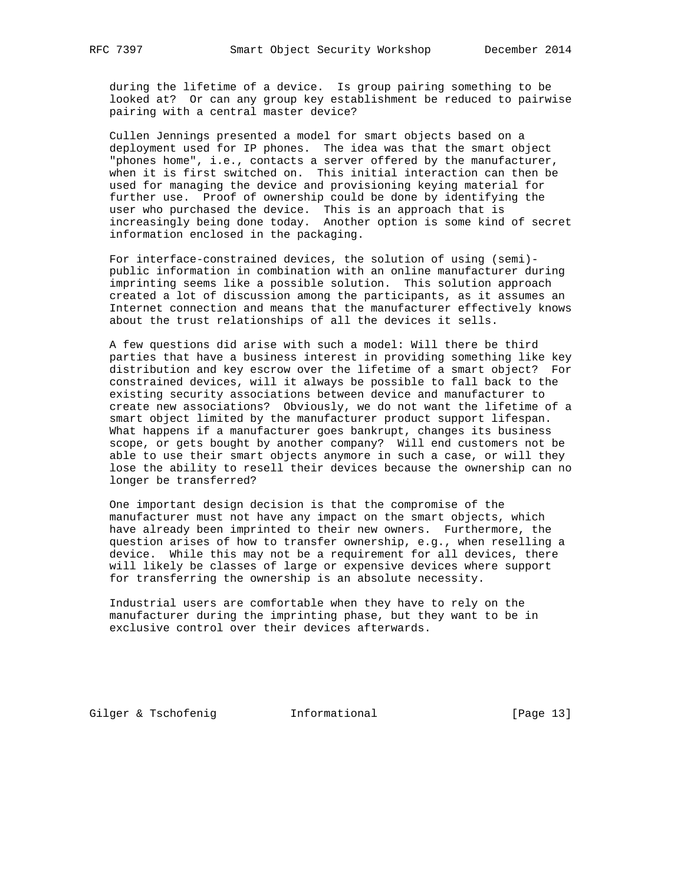during the lifetime of a device. Is group pairing something to be looked at? Or can any group key establishment be reduced to pairwise pairing with a central master device?

Cullen Jennings presented a model for smart objects based on a deployment used for IP phones. The idea was that the smart object "phones home", i.e., contacts a server offered by the manufacturer, when it is first switched on. This initial interaction can then be used for managing the device and provisioning keying material for further use. Proof of ownership could be done by identifying the user who purchased the device. This is an approach that is increasingly being done today. Another option is some kind of secret information enclosed in the packaging.

For interface-constrained devices, the solution of using (semi)-public information in combination with an online manufacturer during imprinting seems like a possible solution. This solution approach created a lot of discussion among the participants, as it assumes an Internet connection and means that the manufacturer effectively knows about the trust relationships of all the devices it sells.

A few questions did arise with such a model: Will there be third parties that have a business interest in providing something like key distribution and key escrow over the lifetime of a smart object? For constrained devices, will it always be possible to fall back to the existing security associations between device and manufacturer to create new associations? Obviously, we do not want the lifetime of a smart object limited by the manufacturer product support lifespan. What happens if a manufacturer goes bankrupt, changes its business scope, or gets bought by another company? Will end customers not be able to use their smart objects anymore in such a case, or will they lose the ability to resell their devices because the ownership can no longer be transferred?

One important design decision is that the compromise of the manufacturer must not have any impact on the smart objects, which have already been imprinted to their new owners. Furthermore, the question arises of how to transfer ownership, e.g., when reselling a device. While this may not be a requirement for all devices, there will likely be classes of large or expensive devices where support for transferring the ownership is an absolute necessity.

Industrial users are comfortable when they have to rely on the manufacturer during the imprinting phase, but they want to be in exclusive control over their devices afterwards.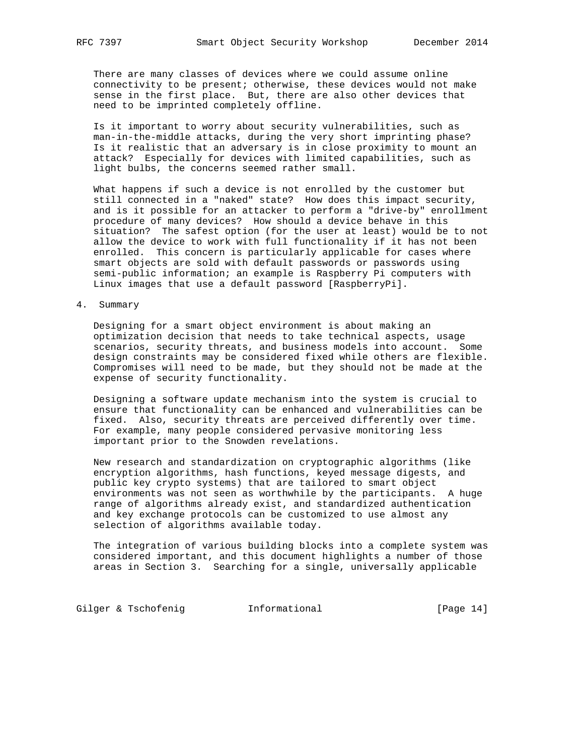There are many classes of devices where we could assume online connectivity to be present; otherwise, these devices would not make sense in the first place. But, there are also other devices that need to be imprinted completely offline.

Is it important to worry about security vulnerabilities, such as man-in-the-middle attacks, during the very short imprinting phase? Is it realistic that an adversary is in close proximity to mount an attack? Especially for devices with limited capabilities, such as light bulbs, the concerns seemed rather small.

What happens if such a device is not enrolled by the customer but still connected in a "naked" state? How does this impact security, and is it possible for an attacker to perform a "drive-by" enrollment procedure of many devices? How should a device behave in this situation? The safest option (for the user at least) would be to not allow the device to work with full functionality if it has not been enrolled. This concern is particularly applicable for cases where smart objects are sold with default passwords or passwords using semi-public information; an example is Raspberry Pi computers with Linux images that use a default password [RaspberryPi].

## 4. Summary

Designing for a smart object environment is about making an optimization decision that needs to take technical aspects, usage scenarios, security threats, and business models into account. Some design constraints may be considered fixed while others are flexible. Compromises will need to be made, but they should not be made at the expense of security functionality.

Designing a software update mechanism into the system is crucial to ensure that functionality can be enhanced and vulnerabilities can be fixed. Also, security threats are perceived differently over time. For example, many people considered pervasive monitoring less important prior to the Snowden revelations.

New research and standardization on cryptographic algorithms (like encryption algorithms, hash functions, keyed message digests, and public key crypto systems) that are tailored to smart object environments was not seen as worthwhile by the participants. A huge range of algorithms already exist, and standardized authentication and key exchange protocols can be customized to use almost any selection of algorithms available today.

The integration of various building blocks into a complete system was considered important, and this document highlights a number of those areas in Section 3. Searching for a single, universally applicable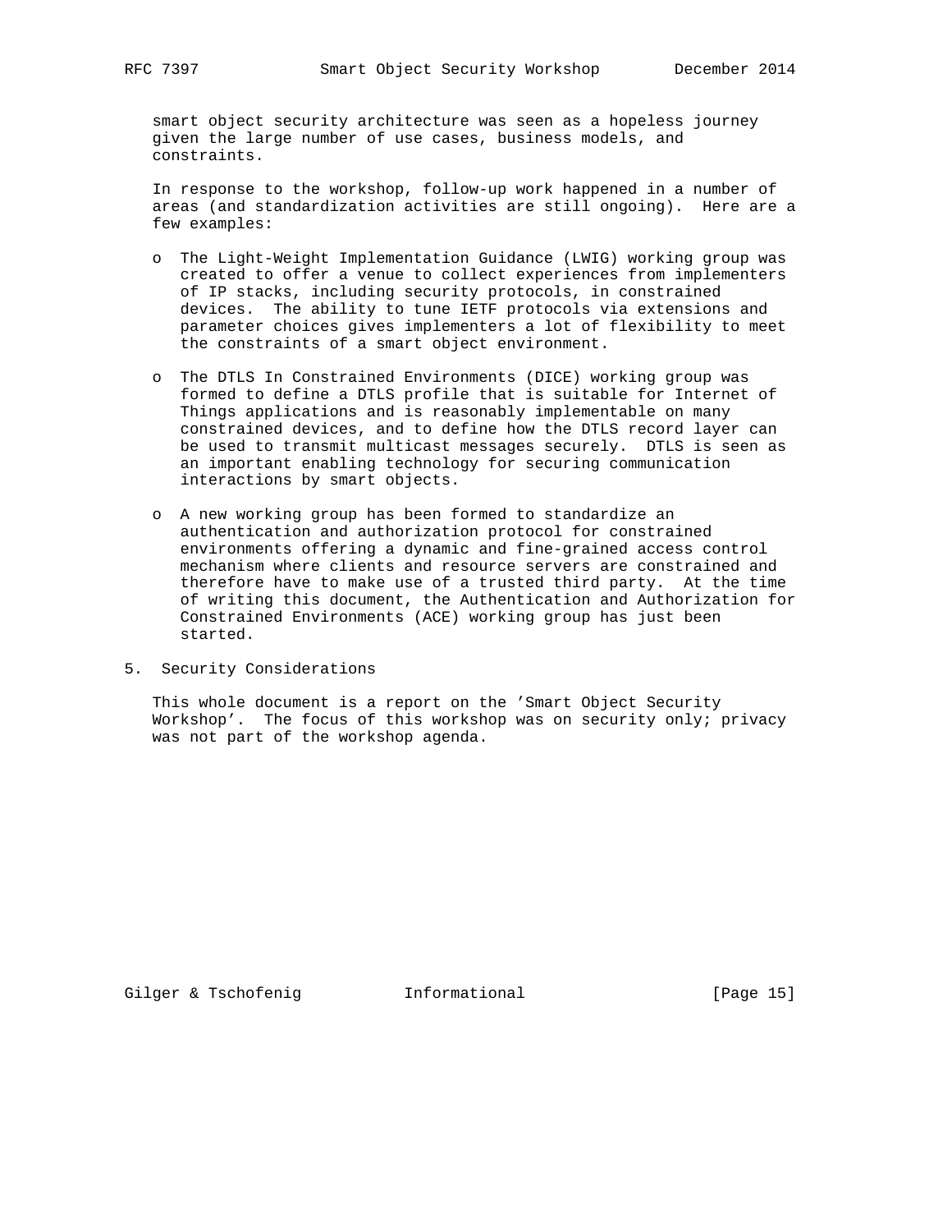smart object security architecture was seen as a hopeless journey given the large number of use cases, business models, and constraints.

In response to the workshop, follow-up work happened in a number of areas (and standardization activities are still ongoing). Here are a few examples:

- The Light-Weight Implementation Guidance (LWIG) working group was created to offer a venue to collect experiences from implementers of IP stacks, including security protocols, in constrained devices. The ability to tune IETF protocols via extensions and parameter choices gives implementers a lot of flexibility to meet the constraints of a smart object environment.

- The DTLS In Constrained Environments (DICE) working group was formed to define a DTLS profile that is suitable for Internet of Things applications and is reasonably implementable on many constrained devices, and to define how the DTLS record layer can be used to transmit multicast messages securely. DTLS is seen as an important enabling technology for securing communication interactions by smart objects.

- A new working group has been formed to standardize an authentication and authorization protocol for constrained environments offering a dynamic and fine-grained access control mechanism where clients and resource servers are constrained and therefore have to make use of a trusted third party. At the time of writing this document, the Authentication and Authorization for Constrained Environments (ACE) working group has just been started.

## 5. Security Considerations

This whole document is a report on the 'Smart Object Security Workshop'. The focus of this workshop was on security only; privacy was not part of the workshop agenda.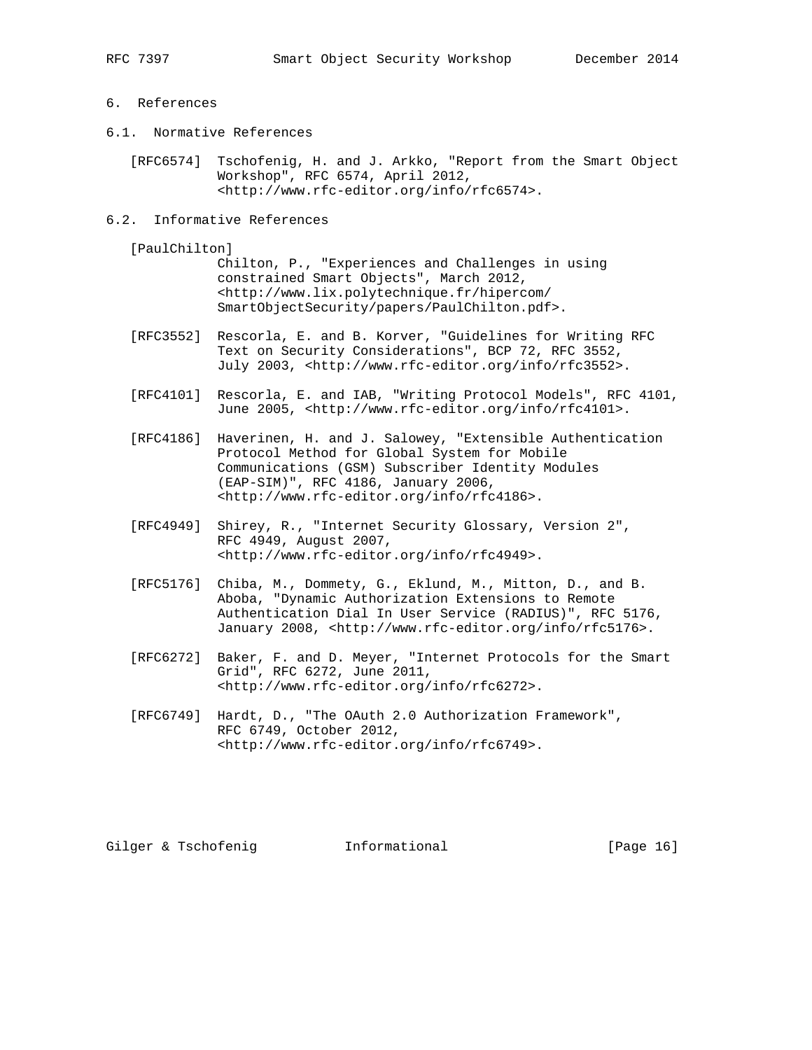# 6. References

## 6.1. Normative References

[RFC6574] Tschofenig, H. and J. Arkko, "Report from the Smart Object Workshop", RFC 6574, April 2012, <http://www.rfc-editor.org/info/rfc6574>.

## 6.2. Informative References

[PaulChilton] Chilton, P., "Experiences and Challenges in using constrained Smart Objects", March 2012, <http://www.lix.polytechnique.fr/hipercom/SmartObjectSecurity/papers/PaulChilton.pdf>.

[RFC3552] Rescorla, E. and B. Korver, "Guidelines for Writing RFC Text on Security Considerations", BCP 72, RFC 3552, July 2003, <http://www.rfc-editor.org/info/rfc3552>.

[RFC4101] Rescorla, E. and IAB, "Writing Protocol Models", RFC 4101, June 2005, <http://www.rfc-editor.org/info/rfc4101>.

[RFC4186] Haverinen, H. and J. Salowey, "Extensible Authentication Protocol Method for Global System for Mobile Communications (GSM) Subscriber Identity Modules (EAP-SIM)", RFC 4186, January 2006, <http://www.rfc-editor.org/info/rfc4186>.

[RFC4949] Shirey, R., "Internet Security Glossary, Version 2", RFC 4949, August 2007, <http://www.rfc-editor.org/info/rfc4949>.

[RFC5176] Chiba, M., Dommety, G., Eklund, M., Mitton, D., and B. Aboba, "Dynamic Authorization Extensions to Remote Authentication Dial In User Service (RADIUS)", RFC 5176, January 2008, <http://www.rfc-editor.org/info/rfc5176>.

[RFC6272] Baker, F. and D. Meyer, "Internet Protocols for the Smart Grid", RFC 6272, June 2011, <http://www.rfc-editor.org/info/rfc6272>.

[RFC6749] Hardt, D., "The OAuth 2.0 Authorization Framework", RFC 6749, October 2012, <http://www.rfc-editor.org/info/rfc6749>.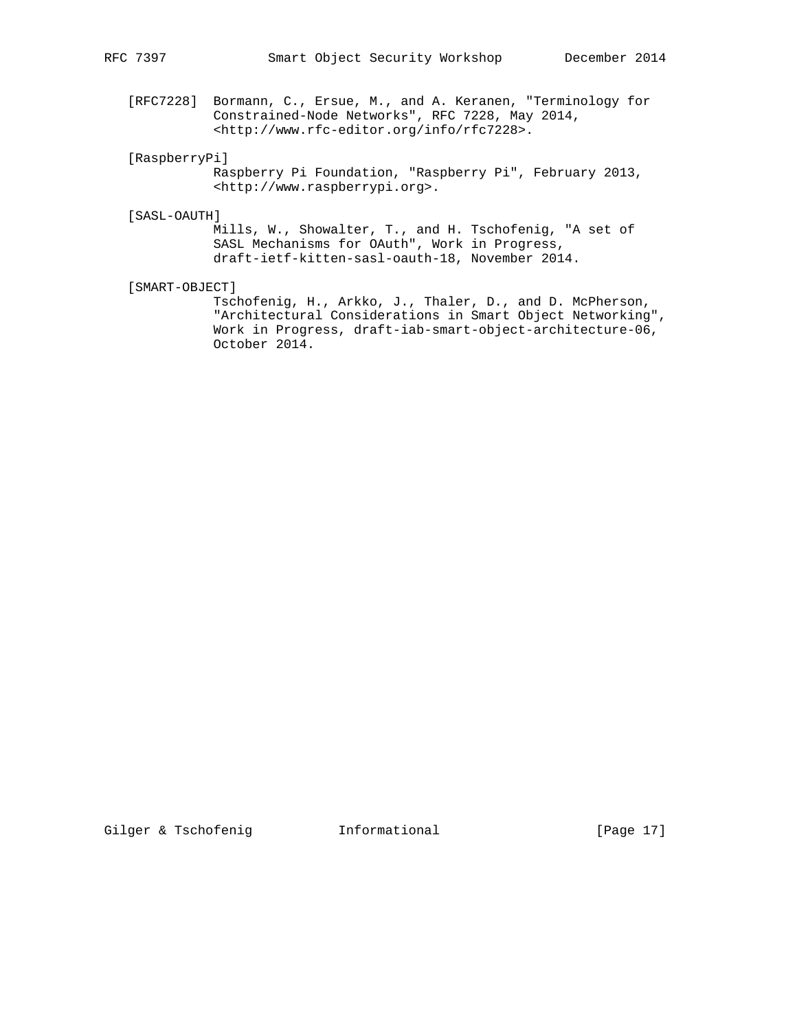[RFC7228] Bormann, C., Ersue, M., and A. Keranen, "Terminology for Constrained-Node Networks", RFC 7228, May 2014, <http://www.rfc-editor.org/info/rfc7228>.

[RaspberryPi] Raspberry Pi Foundation, "Raspberry Pi", February 2013, <http://www.raspberrypi.org>.

[SASL-OAUTH] Mills, W., Showalter, T., and H. Tschofenig, "A set of SASL Mechanisms for OAuth", Work in Progress, draft-ietf-kitten-sasl-oauth-18, November 2014.

[SMART-OBJECT] Tschofenig, H., Arkko, J., Thaler, D., and D. McPherson, "Architectural Considerations in Smart Object Networking", Work in Progress, draft-iab-smart-object-architecture-06, October 2014.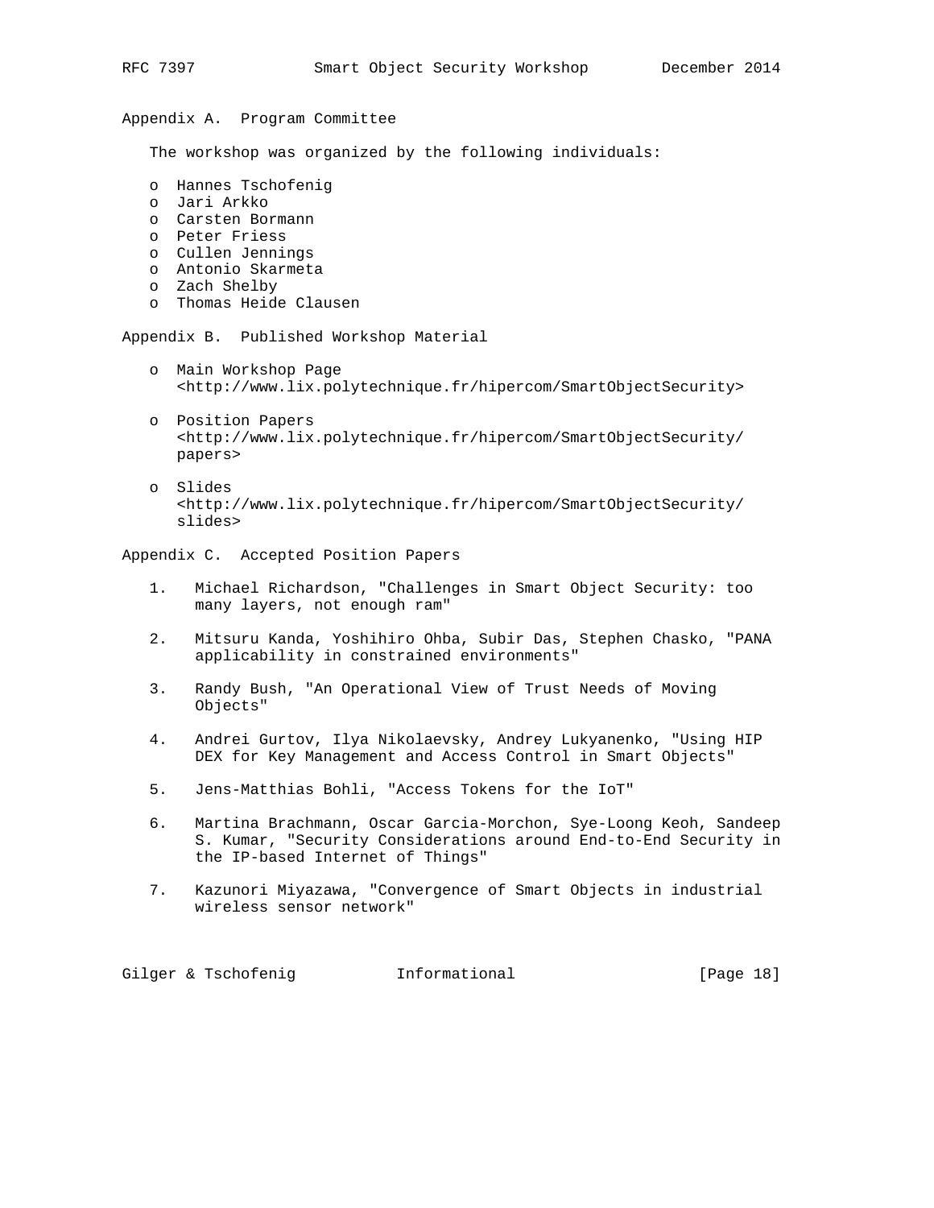## Appendix A. Program Committee

The workshop was organized by the following individuals:

- Hannes Tschofenig
- Jari Arkko
- Carsten Bormann
- Peter Friess
- Cullen Jennings
- Antonio Skarmeta
- Zach Shelby
- Thomas Heide Clausen

## Appendix B. Published Workshop Material

- Main Workshop Page
  <http://www.lix.polytechnique.fr/hipercom/SmartObjectSecurity>

- Position Papers
  <http://www.lix.polytechnique.fr/hipercom/SmartObjectSecurity/papers>

- Slides
  <http://www.lix.polytechnique.fr/hipercom/SmartObjectSecurity/slides>

## Appendix C. Accepted Position Papers

1. Michael Richardson, "Challenges in Smart Object Security: too many layers, not enough ram"

2. Mitsuru Kanda, Yoshihiro Ohba, Subir Das, Stephen Chasko, "PANA applicability in constrained environments"

3. Randy Bush, "An Operational View of Trust Needs of Moving Objects"

4. Andrei Gurtov, Ilya Nikolaevsky, Andrey Lukyanenko, "Using HIP DEX for Key Management and Access Control in Smart Objects"

5. Jens-Matthias Bohli, "Access Tokens for the IoT"

6. Martina Brachmann, Oscar Garcia-Morchon, Sye-Loong Keoh, Sandeep S. Kumar, "Security Considerations around End-to-End Security in the IP-based Internet of Things"

7. Kazunori Miyazawa, "Convergence of Smart Objects in industrial wireless sensor network"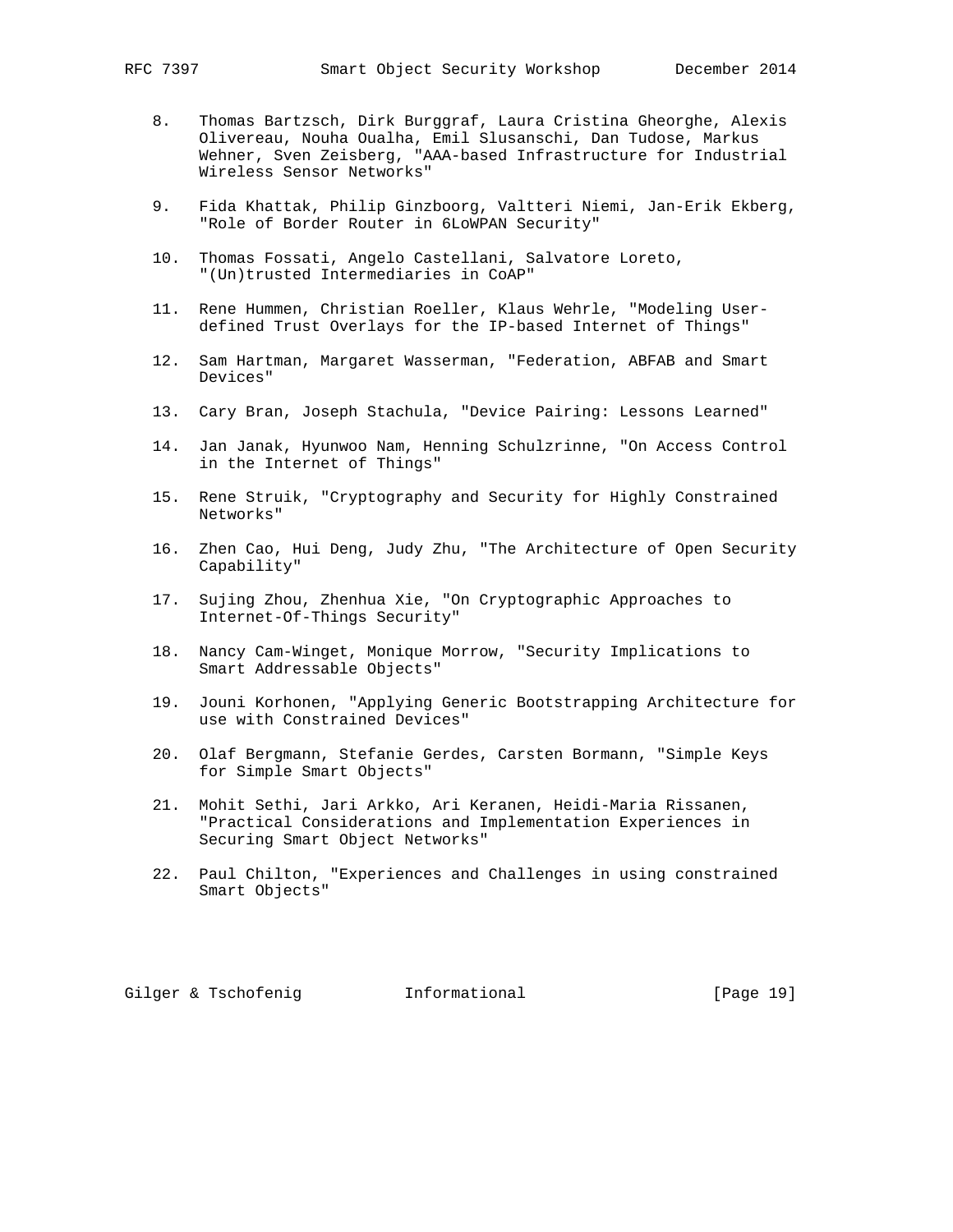8. Thomas Bartzsch, Dirk Burggraf, Laura Cristina Gheorghe, Alexis Olivereau, Nouha Oualha, Emil Slusanschi, Dan Tudose, Markus Wehner, Sven Zeisberg, "AAA-based Infrastructure for Industrial Wireless Sensor Networks"

9. Fida Khattak, Philip Ginzboorg, Valtteri Niemi, Jan-Erik Ekberg, "Role of Border Router in 6LoWPAN Security"

10. Thomas Fossati, Angelo Castellani, Salvatore Loreto, "(Un)trusted Intermediaries in CoAP"

11. Rene Hummen, Christian Roeller, Klaus Wehrle, "Modeling User-defined Trust Overlays for the IP-based Internet of Things"

12. Sam Hartman, Margaret Wasserman, "Federation, ABFAB and Smart Devices"

13. Cary Bran, Joseph Stachula, "Device Pairing: Lessons Learned"

14. Jan Janak, Hyunwoo Nam, Henning Schulzrinne, "On Access Control in the Internet of Things"

15. Rene Struik, "Cryptography and Security for Highly Constrained Networks"

16. Zhen Cao, Hui Deng, Judy Zhu, "The Architecture of Open Security Capability"

17. Sujing Zhou, Zhenhua Xie, "On Cryptographic Approaches to Internet-Of-Things Security"

18. Nancy Cam-Winget, Monique Morrow, "Security Implications to Smart Addressable Objects"

19. Jouni Korhonen, "Applying Generic Bootstrapping Architecture for use with Constrained Devices"

20. Olaf Bergmann, Stefanie Gerdes, Carsten Bormann, "Simple Keys for Simple Smart Objects"

21. Mohit Sethi, Jari Arkko, Ari Keranen, Heidi-Maria Rissanen, "Practical Considerations and Implementation Experiences in Securing Smart Object Networks"

22. Paul Chilton, "Experiences and Challenges in using constrained Smart Objects"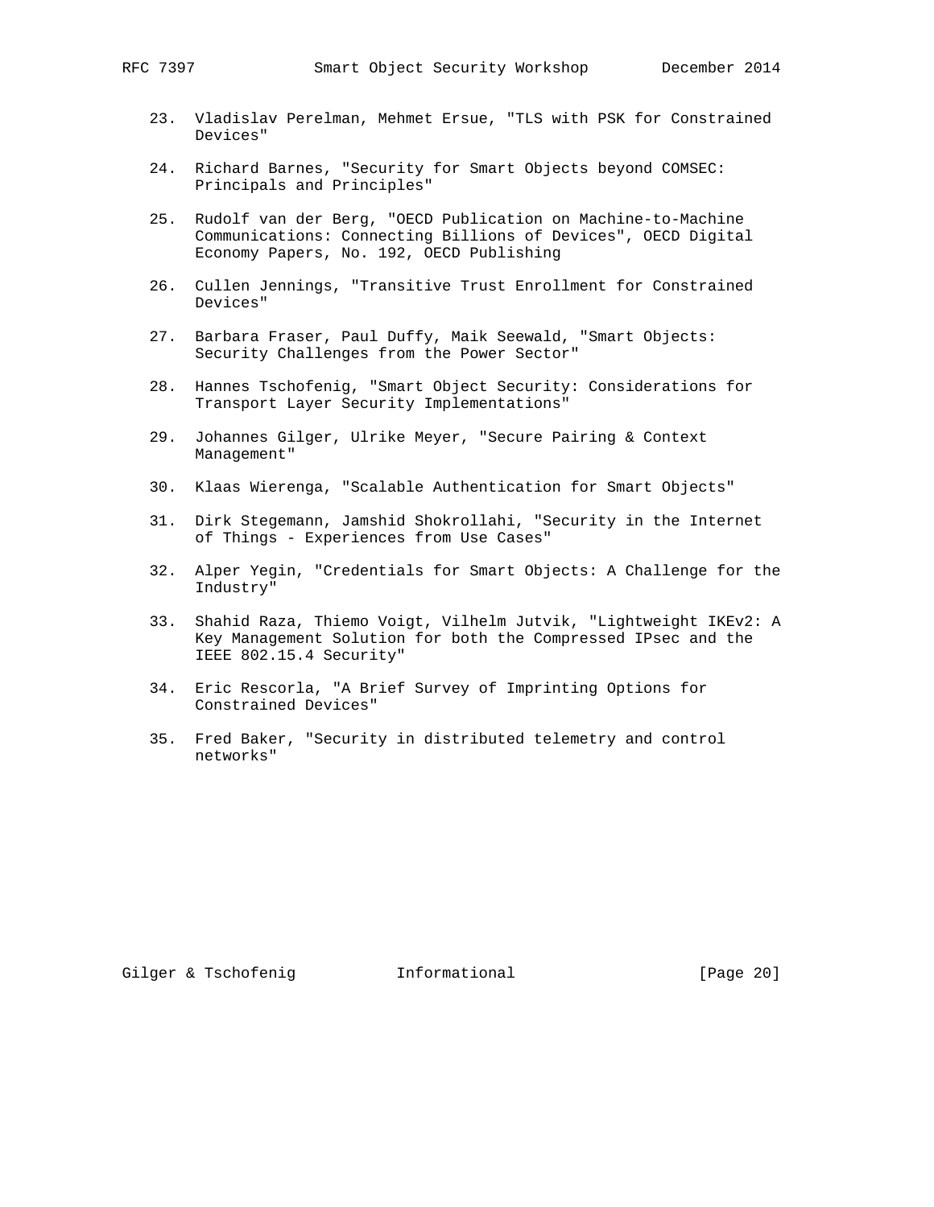23. Vladislav Perelman, Mehmet Ersue, "TLS with PSK for Constrained Devices"

24. Richard Barnes, "Security for Smart Objects beyond COMSEC: Principals and Principles"

25. Rudolf van der Berg, "OECD Publication on Machine-to-Machine Communications: Connecting Billions of Devices", OECD Digital Economy Papers, No. 192, OECD Publishing

26. Cullen Jennings, "Transitive Trust Enrollment for Constrained Devices"

27. Barbara Fraser, Paul Duffy, Maik Seewald, "Smart Objects: Security Challenges from the Power Sector"

28. Hannes Tschofenig, "Smart Object Security: Considerations for Transport Layer Security Implementations"

29. Johannes Gilger, Ulrike Meyer, "Secure Pairing & Context Management"

30. Klaas Wierenga, "Scalable Authentication for Smart Objects"

31. Dirk Stegemann, Jamshid Shokrollahi, "Security in the Internet of Things - Experiences from Use Cases"

32. Alper Yegin, "Credentials for Smart Objects: A Challenge for the Industry"

33. Shahid Raza, Thiemo Voigt, Vilhelm Jutvik, "Lightweight IKEv2: A Key Management Solution for both the Compressed IPsec and the IEEE 802.15.4 Security"

34. Eric Rescorla, "A Brief Survey of Imprinting Options for Constrained Devices"

35. Fred Baker, "Security in distributed telemetry and control networks"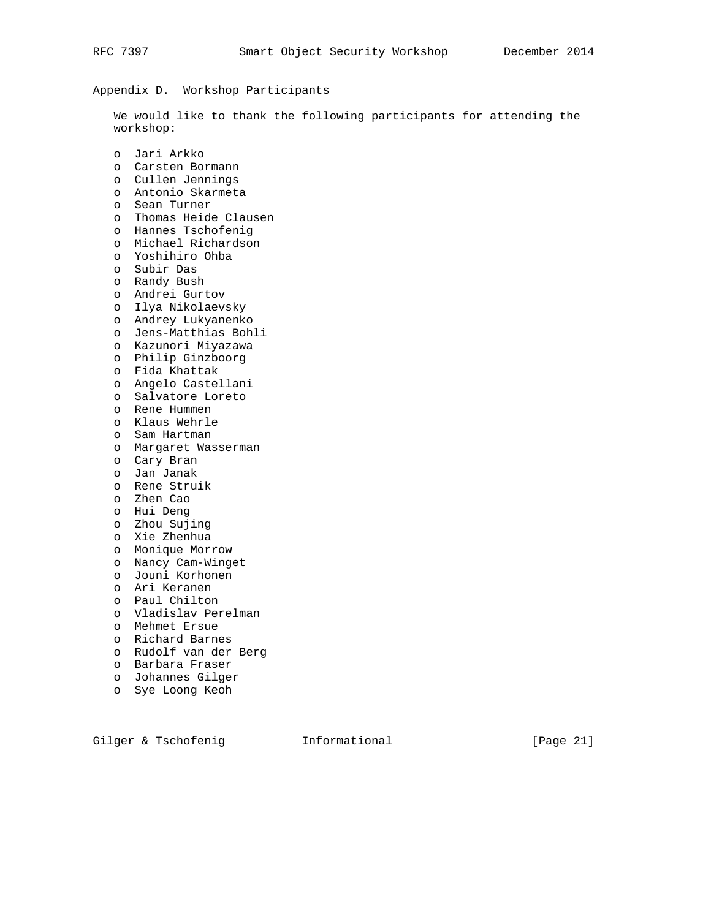## Appendix D.  Workshop Participants

We would like to thank the following participants for attending the workshop:

- Jari Arkko
- Carsten Bormann
- Cullen Jennings
- Antonio Skarmeta
- Sean Turner
- Thomas Heide Clausen
- Hannes Tschofenig
- Michael Richardson
- Yoshihiro Ohba
- Subir Das
- Randy Bush
- Andrei Gurtov
- Ilya Nikolaevsky
- Andrey Lukyanenko
- Jens-Matthias Bohli
- Kazunori Miyazawa
- Philip Ginzboorg
- Fida Khattak
- Angelo Castellani
- Salvatore Loreto
- Rene Hummen
- Klaus Wehrle
- Sam Hartman
- Margaret Wasserman
- Cary Bran
- Jan Janak
- Rene Struik
- Zhen Cao
- Hui Deng
- Zhou Sujing
- Xie Zhenhua
- Monique Morrow
- Nancy Cam-Winget
- Jouni Korhonen
- Ari Keranen
- Paul Chilton
- Vladislav Perelman
- Mehmet Ersue
- Richard Barnes
- Rudolf van der Berg
- Barbara Fraser
- Johannes Gilger
- Sye Loong Keoh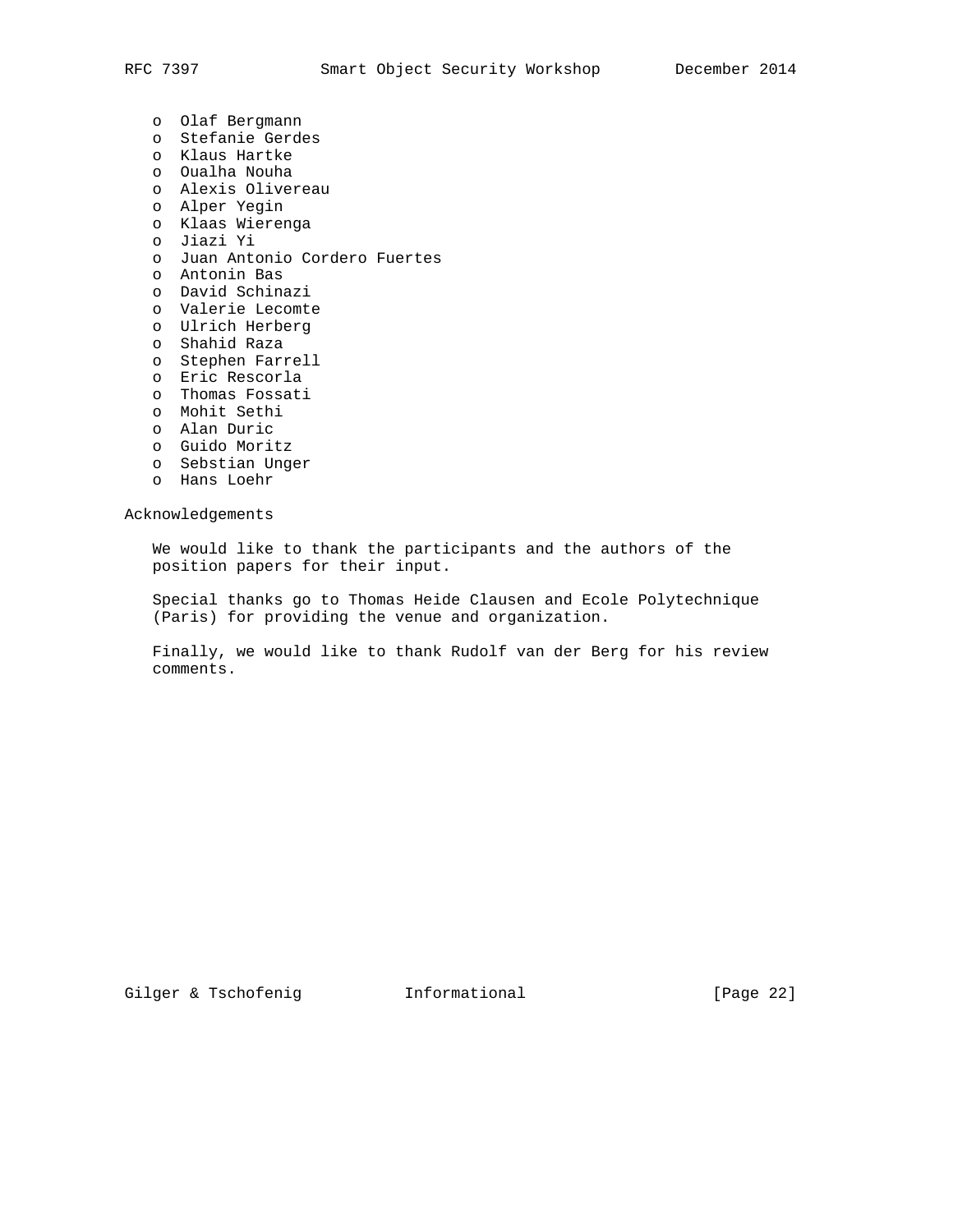- Olaf Bergmann
- Stefanie Gerdes
- Klaus Hartke
- Oualha Nouha
- Alexis Olivereau
- Alper Yegin
- Klaas Wierenga
- Jiazi Yi
- Juan Antonio Cordero Fuertes
- Antonin Bas
- David Schinazi
- Valerie Lecomte
- Ulrich Herberg
- Shahid Raza
- Stephen Farrell
- Eric Rescorla
- Thomas Fossati
- Mohit Sethi
- Alan Duric
- Guido Moritz
- Sebstian Unger
- Hans Loehr

## Acknowledgements

We would like to thank the participants and the authors of the position papers for their input.

Special thanks go to Thomas Heide Clausen and Ecole Polytechnique (Paris) for providing the venue and organization.

Finally, we would like to thank Rudolf van der Berg for his review comments.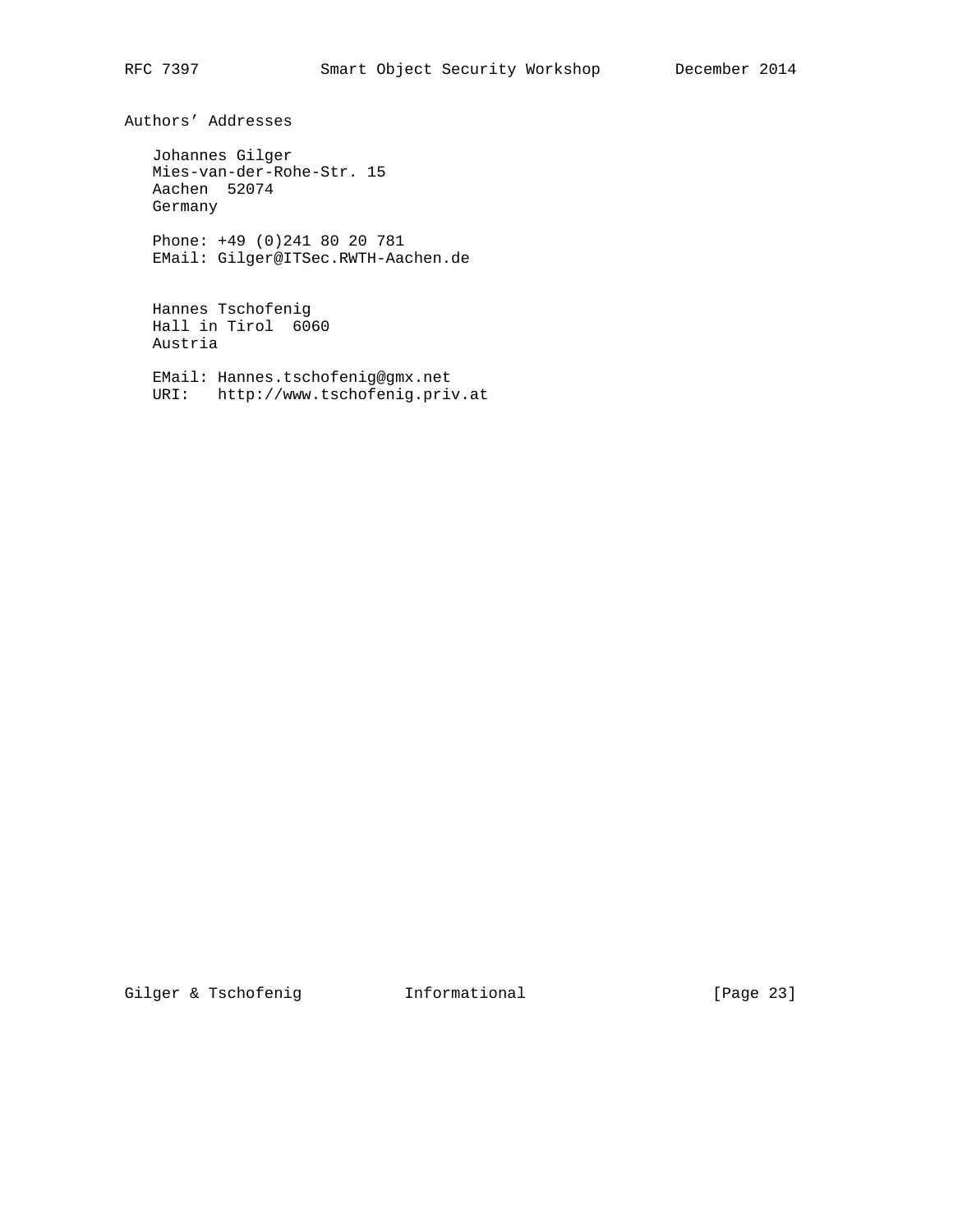# Authors' Addresses

Johannes Gilger
Mies-van-der-Rohe-Str. 15
Aachen  52074
Germany

Phone: +49 (0)241 80 20 781
EMail: Gilger@ITSec.RWTH-Aachen.de

Hannes Tschofenig
Hall in Tirol  6060
Austria

EMail: Hannes.tschofenig@gmx.net
URI:   http://www.tschofenig.priv.at